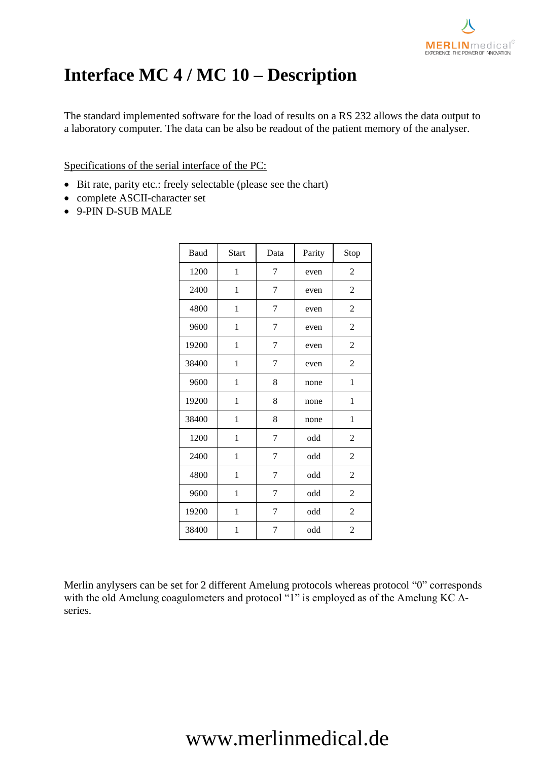# Interface MC 4 / MC 10 – Description

The standard implemented software for the load of results on a RS 232 allows the data output to a laboratory computer. The data can be also be readout of the patient memory of the analyser.

Specifications of the serial interface of the PC:

- Bit rate, parity etc.: freely selectable (please see the chart)
- complete ASCII-character set
- 9-PIN D-SUB MALE

| Baud | Start | Data | Parity | Stop |
|---|---|---|---|---|
| 1200 | 1 | 7 | even | 2 |
| 2400 | 1 | 7 | even | 2 |
| 4800 | 1 | 7 | even | 2 |
| 9600 | 1 | 7 | even | 2 |
| 19200 | 1 | 7 | even | 2 |
| 38400 | 1 | 7 | even | 2 |
| 9600 | 1 | 8 | none | 1 |
| 19200 | 1 | 8 | none | 1 |
| 38400 | 1 | 8 | none | 1 |
| 1200 | 1 | 7 | odd | 2 |
| 2400 | 1 | 7 | odd | 2 |
| 4800 | 1 | 7 | odd | 2 |
| 9600 | 1 | 7 | odd | 2 |
| 19200 | 1 | 7 | odd | 2 |
| 38400 | 1 | 7 | odd | 2 |

Merlin anylysers can be set for 2 different Amelung protocols whereas protocol "0" corresponds with the old Amelung coagulometers and protocol "1" is employed as of the Amelung KC Δ-series.

www.merlinmedical.de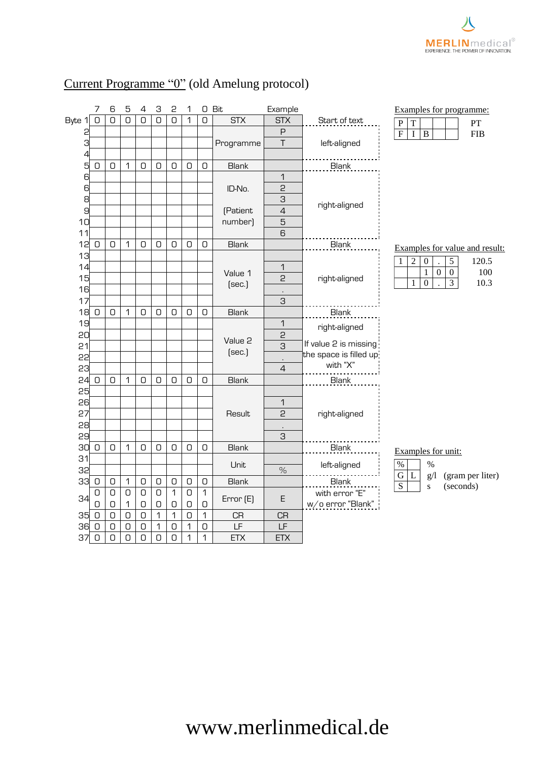## Current Programme “0” (old Amelung protocol)

| Byte | 7 | 6 | 5 | 4 | 3 | 2 | 1 | 0 Bit | | Example | |
|---|---|---|---|---|---|---|---|---|---|---|---|
| 1 | 0 | 0 | 0 | 0 | 0 | 0 | 1 | 0 | STX | STX | Start of text |
| 2 | | | | | | | | | Programme | P | left-aligned |
| 3 | | | | | | | | | | T | |
| 4 | | | | | | | | | | | |
| 5 | 0 | 0 | 1 | 0 | 0 | 0 | 0 | 0 | Blank | | Blank |
| 6 | | | | | | | | | ID-No. (Patient number) | 1 | right-aligned |
| 6 | | | | | | | | | | 2 | |
| 8 | | | | | | | | | | 3 | |
| 9 | | | | | | | | | | 4 | |
| 10 | | | | | | | | | | 5 | |
| 11 | | | | | | | | | | 6 | |
| 12 | 0 | 0 | 1 | 0 | 0 | 0 | 0 | 0 | Blank | | Blank |
| 13 | | | | | | | | | Value 1 (sec.) | | right-aligned |
| 14 | | | | | | | | | | 1 | |
| 15 | | | | | | | | | | 2 | |
| 16 | | | | | | | | | | . | |
| 17 | | | | | | | | | | 3 | |
| 18 | 0 | 0 | 1 | 0 | 0 | 0 | 0 | 0 | Blank | | Blank |
| 19 | | | | | | | | | Value 2 (sec.) | 1 | right-aligned. If value 2 is missing the space is filled up with “X” |
| 20 | | | | | | | | | | 2 | |
| 21 | | | | | | | | | | 3 | |
| 22 | | | | | | | | | | . | |
| 23 | | | | | | | | | | 4 | |
| 24 | 0 | 0 | 1 | 0 | 0 | 0 | 0 | 0 | Blank | | Blank |
| 25 | | | | | | | | | Result | | right-aligned |
| 26 | | | | | | | | | | 1 | |
| 27 | | | | | | | | | | 2 | |
| 28 | | | | | | | | | | . | |
| 29 | | | | | | | | | | 3 | |
| 30 | 0 | 0 | 1 | 0 | 0 | 0 | 0 | 0 | Blank | | Blank |
| 31 | | | | | | | | | Unit | | left-aligned |
| 32 | | | | | | | | | | % | |
| 33 | 0 | 0 | 1 | 0 | 0 | 0 | 0 | 0 | Blank | | Blank |
| 34 | 0 | 0 | 0 | 0 | 0 | 1 | 0 | 1 | Error (E) | E | with error “E” |
| | 0 | 0 | 1 | 0 | 0 | 0 | 0 | 0 | | | w/o error “Blank” |
| 35 | 0 | 0 | 0 | 0 | 1 | 1 | 0 | 1 | CR | CR | |
| 36 | 0 | 0 | 0 | 0 | 1 | 0 | 1 | 0 | LF | LF | |
| 37 | 0 | 0 | 0 | 0 | 0 | 0 | 1 | 1 | ETX | ETX | |

### Examples for programme:

| | | | | | |
|---|---|---|---|---|---|
| P | T | | | | PT |
| F | I | B | | | FIB |

### Examples for value and result:

| | | | | | |
|---|---|---|---|---|---|
| 1 | 2 | 0 | . | 5 | 120.5 |
| | | 1 | 0 | 0 | 100 |
| | 1 | 0 | . | 3 | 10.3 |

### Examples for unit:

| | | | |
|---|---|---|---|
| % | | % | |
| G | L | g/l | (gram per liter) |
| S | | s | (seconds) |

www.merlinmedical.de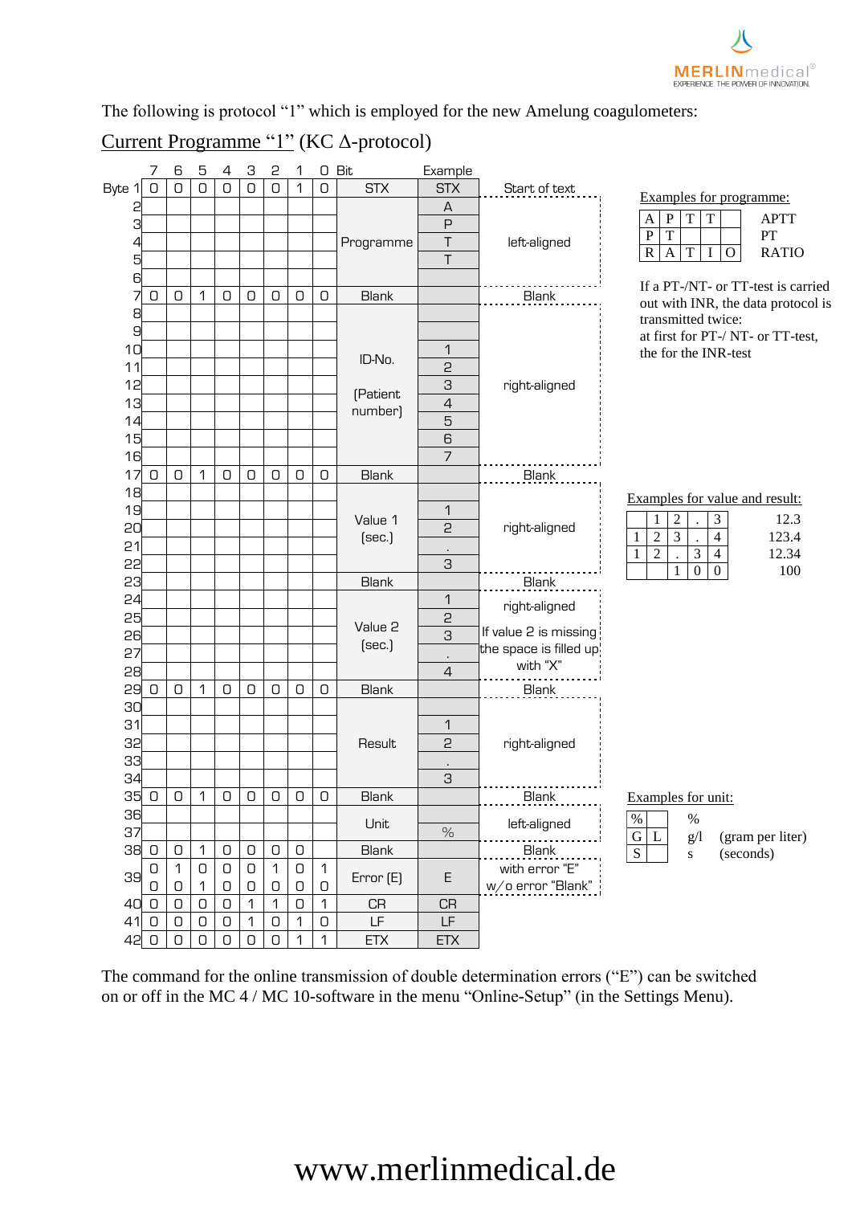The following is protocol "1" which is employed for the new Amelung coagulometers:

Current Programme "1" (KC Δ-protocol)

| Byte | 7 | 6 | 5 | 4 | 3 | 2 | 1 | 0 Bit | | Example | |
|---|---|---|---|---|---|---|---|---|---|---|---|
| 1 | 0 | 0 | 0 | 0 | 0 | 0 | 1 | 0 | STX | STX | Start of text |
| 2 | | | | | | | | | Programme | A | left-aligned |
| 3 | | | | | | | | | | P | |
| 4 | | | | | | | | | | T | |
| 5 | | | | | | | | | | T | |
| 6 | | | | | | | | | | | |
| 7 | 0 | 0 | 1 | 0 | 0 | 0 | 0 | 0 | Blank | | Blank |
| 8 | | | | | | | | | ID-No. (Patient number) | | right-aligned |
| 9 | | | | | | | | | | | |
| 10 | | | | | | | | | | 1 | |
| 11 | | | | | | | | | | 2 | |
| 12 | | | | | | | | | | 3 | |
| 13 | | | | | | | | | | 4 | |
| 14 | | | | | | | | | | 5 | |
| 15 | | | | | | | | | | 6 | |
| 16 | | | | | | | | | | 7 | |
| 17 | 0 | 0 | 1 | 0 | 0 | 0 | 0 | 0 | Blank | | Blank |
| 18 | | | | | | | | | Value 1 (sec.) | | right-aligned |
| 19 | | | | | | | | | | 1 | |
| 20 | | | | | | | | | | 2 | |
| 21 | | | | | | | | | | . | |
| 22 | | | | | | | | | | 3 | |
| 23 | | | | | | | | | Blank | | Blank |
| 24 | | | | | | | | | Value 2 (sec.) | 1 | right-aligned If value 2 is missing the space is filled up with "X" |
| 25 | | | | | | | | | | 2 | |
| 26 | | | | | | | | | | 3 | |
| 27 | | | | | | | | | | . | |
| 28 | | | | | | | | | | 4 | |
| 29 | 0 | 0 | 1 | 0 | 0 | 0 | 0 | 0 | Blank | | Blank |
| 30 | | | | | | | | | Result | | right-aligned |
| 31 | | | | | | | | | | 1 | |
| 32 | | | | | | | | | | 2 | |
| 33 | | | | | | | | | | . | |
| 34 | | | | | | | | | | 3 | |
| 35 | 0 | 0 | 1 | 0 | 0 | 0 | 0 | 0 | Blank | | Blank |
| 36 | | | | | | | | | Unit | | left-aligned |
| 37 | | | | | | | | | | % | |
| 38 | 0 | 0 | 1 | 0 | 0 | 0 | 0 | | Blank | | Blank |
| 39 | 0 | 1 | 0 | 0 | 0 | 1 | 0 | 1 | Error (E) | E | with error "E" |
| | 0 | 0 | 1 | 0 | 0 | 0 | 0 | 0 | | | w/o error "Blank" |
| 40 | 0 | 0 | 0 | 0 | 1 | 1 | 0 | 1 | CR | CR | |
| 41 | 0 | 0 | 0 | 0 | 1 | 0 | 1 | 0 | LF | LF | |
| 42 | 0 | 0 | 0 | 0 | 0 | 0 | 1 | 1 | ETX | ETX | |

Examples for programme:

| | | | | | |
|---|---|---|---|---|---|
| A | P | T | T | | APTT |
| P | T | | | | PT |
| R | A | T | I | O | RATIO |

If a PT-/NT- or TT-test is carried out with INR, the data protocol is transmitted twice:
at first for PT-/ NT- or TT-test, the for the INR-test

Examples for value and result:

| | | | | | |
|---|---|---|---|---|---|
| | 1 | 2 | . | 3 | 12.3 |
| 1 | 2 | 3 | . | 4 | 123.4 |
| 1 | 2 | . | 3 | 4 | 12.34 |
| | | 1 | 0 | 0 | 100 |

Examples for unit:

| | | | |
|---|---|---|---|
| % | | % | |
| G | L | g/l | (gram per liter) |
| S | | s | (seconds) |

The command for the online transmission of double determination errors ("E") can be switched on or off in the MC 4 / MC 10-software in the menu "Online-Setup" (in the Settings Menu).